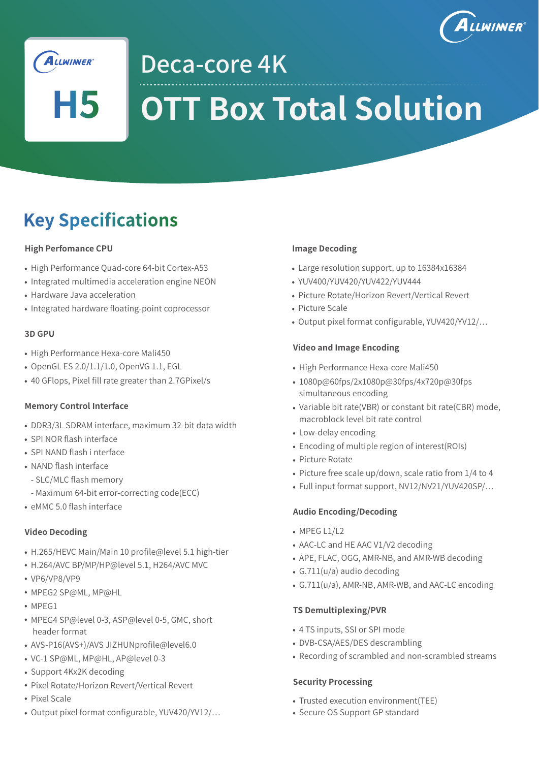ALLWINNER

H5

# Deca-core 4K

# OTT Box Total Solution

## Key Specifications

### High Perfomance CPU

- High Performance Quad-core 64-bit Cortex-A53
- Integrated multimedia acceleration engine NEON
- Hardware Java acceleration
- Integrated hardware floating-point coprocessor

### 3D GPU

- High Performance Hexa-core Mali450
- OpenGL ES 2.0/1.1/1.0, OpenVG 1.1, EGL
- 40 GFlops, Pixel fill rate greater than 2.7GPixel/s

### Memory Control Interface

- DDR3/3L SDRAM interface, maximum 32-bit data width
- SPI NOR flash interface
- SPI NAND flash i nterface
- NAND flash interface
  - SLC/MLC flash memory
  - Maximum 64-bit error-correcting code(ECC)
- eMMC 5.0 flash interface

### Video Decoding

- H.265/HEVC Main/Main 10 profile@level 5.1 high-tier
- H.264/AVC BP/MP/HP@level 5.1, H264/AVC MVC
- VP6/VP8/VP9
- MPEG2 SP@ML, MP@HL
- MPEG1
- MPEG4 SP@level 0-3, ASP@level 0-5, GMC, short header format
- AVS-P16(AVS+)/AVS JIZHUNprofile@level6.0
- VC-1 SP@ML, MP@HL, AP@level 0-3
- Support 4Kx2K decoding
- Pixel Rotate/Horizon Revert/Vertical Revert
- Pixel Scale
- Output pixel format configurable, YUV420/YV12/…

### Image Decoding

- Large resolution support, up to 16384x16384
- YUV400/YUV420/YUV422/YUV444
- Picture Rotate/Horizon Revert/Vertical Revert
- Picture Scale
- Output pixel format configurable, YUV420/YV12/…

### Video and Image Encoding

- High Performance Hexa-core Mali450
- 1080p@60fps/2x1080p@30fps/4x720p@30fps simultaneous encoding
- Variable bit rate(VBR) or constant bit rate(CBR) mode, macroblock level bit rate control
- Low-delay encoding
- Encoding of multiple region of interest(ROIs)
- Picture Rotate
- Picture free scale up/down, scale ratio from 1/4 to 4
- Full input format support, NV12/NV21/YUV420SP/…

### Audio Encoding/Decoding

- MPEG L1/L2
- AAC-LC and HE AAC V1/V2 decoding
- APE, FLAC, OGG, AMR-NB, and AMR-WB decoding
- G.711(u/a) audio decoding
- G.711(u/a), AMR-NB, AMR-WB, and AAC-LC encoding

### TS Demultiplexing/PVR

- 4 TS inputs, SSI or SPI mode
- DVB-CSA/AES/DES descrambling
- Recording of scrambled and non-scrambled streams

### Security Processing

- Trusted execution environment(TEE)
- Secure OS Support GP standard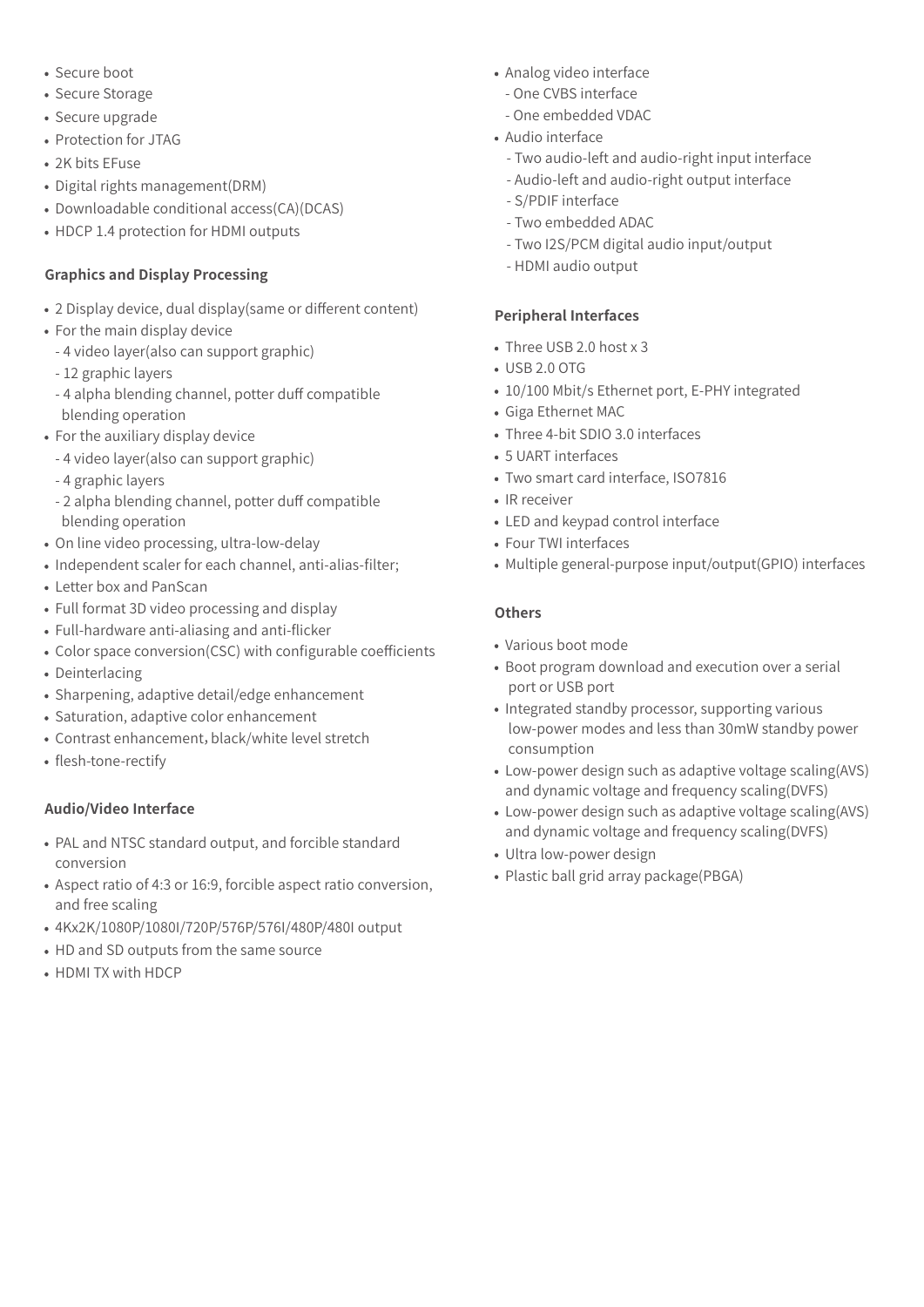- Secure boot
- Secure Storage
- Secure upgrade
- Protection for JTAG
- 2K bits EFuse
- Digital rights management(DRM)
- Downloadable conditional access(CA)(DCAS)
- HDCP 1.4 protection for HDMI outputs

### Graphics and Display Processing

- 2 Display device, dual display(same or different content)
- For the main display device
  - 4 video layer(also can support graphic)
  - 12 graphic layers
  - 4 alpha blending channel, potter duff compatible blending operation
- For the auxiliary display device
  - 4 video layer(also can support graphic)
  - 4 graphic layers
  - 2 alpha blending channel, potter duff compatible blending operation
- On line video processing, ultra-low-delay
- Independent scaler for each channel, anti-alias-filter;
- Letter box and PanScan
- Full format 3D video processing and display
- Full-hardware anti-aliasing and anti-flicker
- Color space conversion(CSC) with configurable coefficients
- Deinterlacing
- Sharpening, adaptive detail/edge enhancement
- Saturation, adaptive color enhancement
- Contrast enhancement，black/white level stretch
- flesh-tone-rectify

### Audio/Video Interface

- PAL and NTSC standard output, and forcible standard conversion
- Aspect ratio of 4:3 or 16:9, forcible aspect ratio conversion, and free scaling
- 4Kx2K/1080P/1080I/720P/576P/576I/480P/480I output
- HD and SD outputs from the same source
- HDMI TX with HDCP
- Analog video interface
  - One CVBS interface
  - One embedded VDAC
- Audio interface
  - Two audio-left and audio-right input interface
  - Audio-left and audio-right output interface
  - S/PDIF interface
  - Two embedded ADAC
  - Two I2S/PCM digital audio input/output
  - HDMI audio output

### Peripheral Interfaces

- Three USB 2.0 host x 3
- USB 2.0 OTG
- 10/100 Mbit/s Ethernet port, E-PHY integrated
- Giga Ethernet MAC
- Three 4-bit SDIO 3.0 interfaces
- 5 UART interfaces
- Two smart card interface, ISO7816
- IR receiver
- LED and keypad control interface
- Four TWI interfaces
- Multiple general-purpose input/output(GPIO) interfaces

### Others

- Various boot mode
- Boot program download and execution over a serial port or USB port
- Integrated standby processor, supporting various low-power modes and less than 30mW standby power consumption
- Low-power design such as adaptive voltage scaling(AVS) and dynamic voltage and frequency scaling(DVFS)
- Low-power design such as adaptive voltage scaling(AVS) and dynamic voltage and frequency scaling(DVFS)
- Ultra low-power design
- Plastic ball grid array package(PBGA)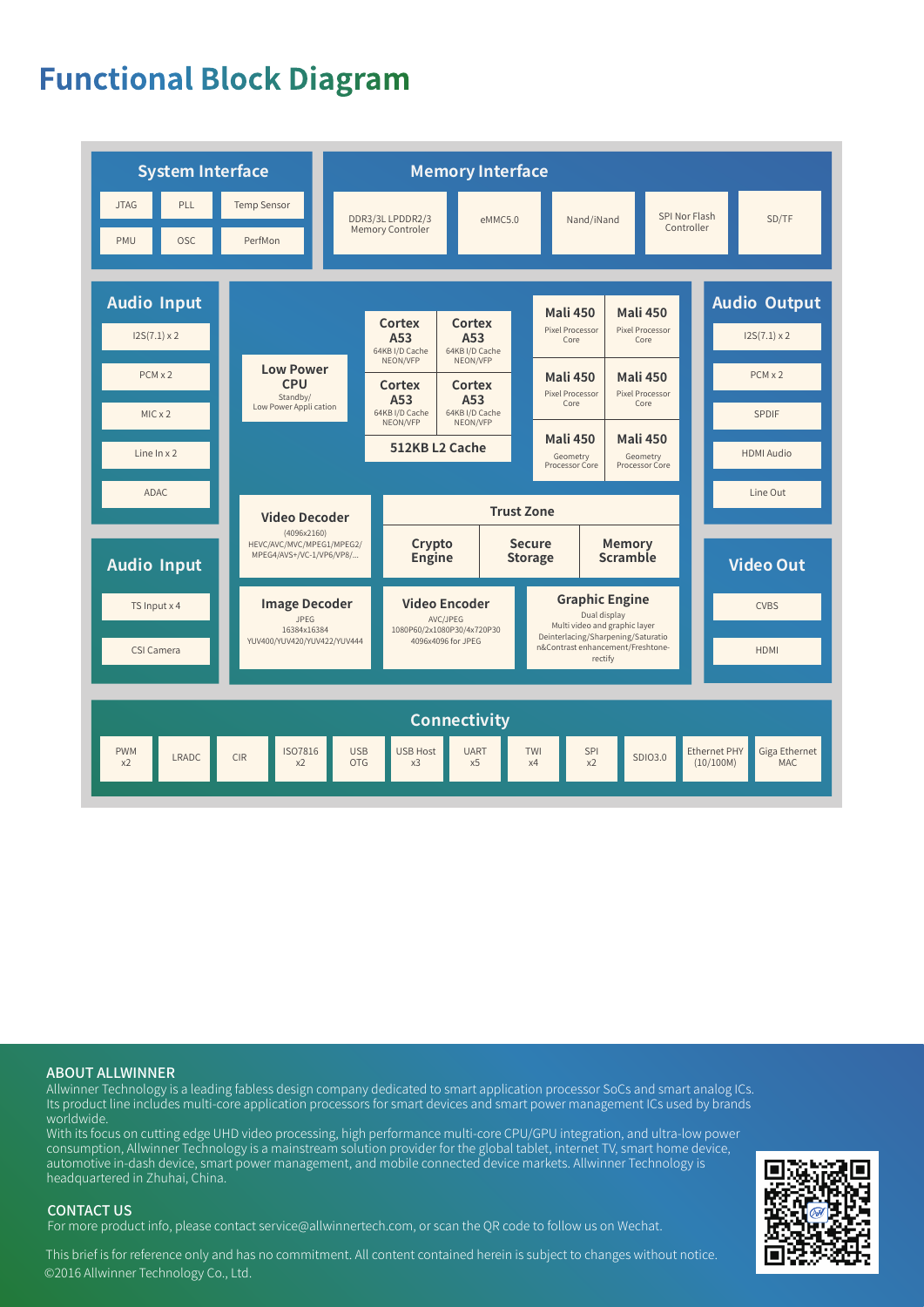# Functional Block Diagram

## System Interface
- JTAG
- PLL
- Temp Sensor
- PMU
- OSC
- PerfMon

## Memory Interface
- DDR3/3L LPDDR2/3 Memory Controler
- eMMC5.0
- Nand/iNand
- SPI Nor Flash Controller
- SD/TF

## Audio Input
- I2S(7.1) x 2
- PCM x 2
- MIC x 2
- Line In x 2
- ADAC

## Audio Input
- TS Input x 4
- CSI Camera

**Low Power CPU**
Standby/
Low Power Appli cation

**Cortex A53**
64KB I/D Cache
NEON/VFP

**Cortex A53**
64KB I/D Cache
NEON/VFP

**Cortex A53**
64KB I/D Cache
NEON/VFP

**Cortex A53**
64KB I/D Cache
NEON/VFP

**512KB L2 Cache**

**Mali 450**
Pixel Processor Core

**Mali 450**
Pixel Processor Core

**Mali 450**
Pixel Processor Core

**Mali 450**
Pixel Processor Core

**Mali 450**
Geometry Processor Core

**Mali 450**
Geometry Processor Core

**Video Decoder**
(4096x2160)
HEVC/AVC/MVC/MPEG1/MPEG2/
MPEG4/AVS+/VC-1/VP6/VP8/...

**Trust Zone**
- Crypto Engine
- Secure Storage
- Memory Scramble

**Image Decoder**
JPEG
16384x16384
YUV400/YUV420/YUV422/YUV444

**Video Encoder**
AVC/JPEG
1080P60/2x1080P30/4x720P30
4096x4096 for JPEG

**Graphic Engine**
Dual display
Multi video and graphic layer
Deinterlacing/Sharpening/Saturation&Contrast enhancement/Freshtone-rectify

## Audio Output
- I2S(7.1) x 2
- PCM x 2
- SPDIF
- HDMI Audio
- Line Out

## Video Out
- CVBS
- HDMI

## Connectivity
- PWM x2
- LRADC
- CIR
- ISO7816 x2
- USB OTG
- USB Host x3
- UART x5
- TWI x4
- SPI x2
- SDIO3.0
- Ethernet PHY (10/100M)
- Giga Ethernet MAC

## ABOUT ALLWINNER

Allwinner Technology is a leading fabless design company dedicated to smart application processor SoCs and smart analog ICs. Its product line includes multi-core application processors for smart devices and smart power management ICs used by brands worldwide.
With its focus on cutting edge UHD video processing, high performance multi-core CPU/GPU integration, and ultra-low power consumption, Allwinner Technology is a mainstream solution provider for the global tablet, internet TV, smart home device, automotive in-dash device, smart power management, and mobile connected device markets. Allwinner Technology is headquartered in Zhuhai, China.

## CONTACT US

For more product info, please contact service@allwinnertech.com, or scan the QR code to follow us on Wechat.

This brief is for reference only and has no commitment. All content contained herein is subject to changes without notice.
©2016 Allwinner Technology Co., Ltd.